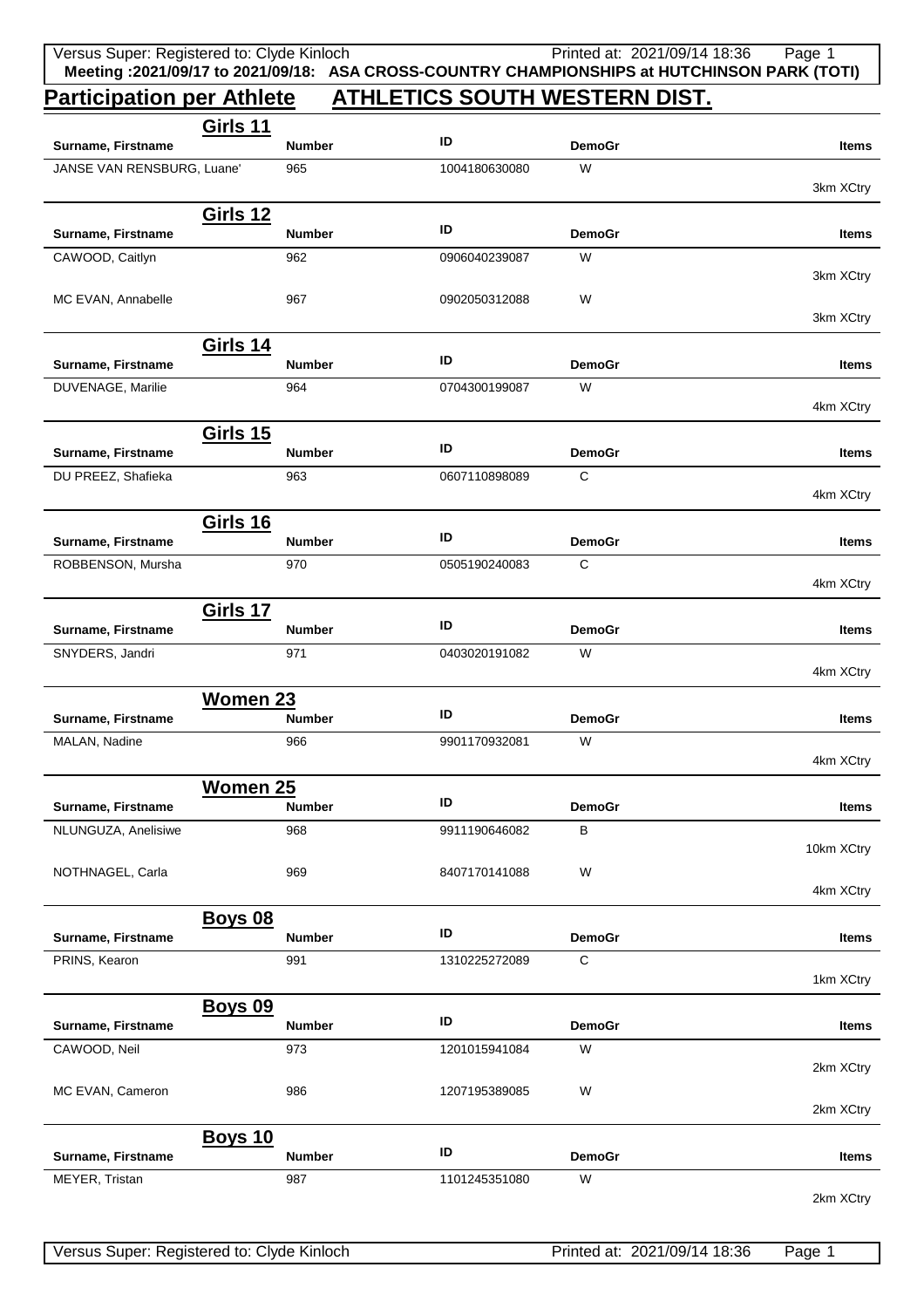Meeting :2021/09/17 to 2021/09/18: ASA CROSS-COUNTRY CHAMPIONSHIPS at HUTCHINSON PARK (TOTI)

# Participation per Athlete — ATHLETICS SOUTH WESTERN DIST.

## Girls 11

| Surname, Firstname | Number | ID | DemoGr | Items |
|---|---|---|---|---|
| JANSE VAN RENSBURG, Luane' | 965 | 1004180630080 | W | 3km XCtry |

## Girls 12

| Surname, Firstname | Number | ID | DemoGr | Items |
|---|---|---|---|---|
| CAWOOD, Caitlyn | 962 | 0906040239087 | W | 3km XCtry |
| MC EVAN, Annabelle | 967 | 0902050312088 | W | 3km XCtry |

## Girls 14

| Surname, Firstname | Number | ID | DemoGr | Items |
|---|---|---|---|---|
| DUVENAGE, Marilie | 964 | 0704300199087 | W | 4km XCtry |

## Girls 15

| Surname, Firstname | Number | ID | DemoGr | Items |
|---|---|---|---|---|
| DU PREEZ, Shafieka | 963 | 0607110898089 | C | 4km XCtry |

## Girls 16

| Surname, Firstname | Number | ID | DemoGr | Items |
|---|---|---|---|---|
| ROBBENSON, Mursha | 970 | 0505190240083 | C | 4km XCtry |

## Girls 17

| Surname, Firstname | Number | ID | DemoGr | Items |
|---|---|---|---|---|
| SNYDERS, Jandri | 971 | 0403020191082 | W | 4km XCtry |

## Women 23

| Surname, Firstname | Number | ID | DemoGr | Items |
|---|---|---|---|---|
| MALAN, Nadine | 966 | 9901170932081 | W | 4km XCtry |

## Women 25

| Surname, Firstname | Number | ID | DemoGr | Items |
|---|---|---|---|---|
| NLUNGUZA, Anelisiwe | 968 | 9911190646082 | B | 10km XCtry |
| NOTHNAGEL, Carla | 969 | 8407170141088 | W | 4km XCtry |

## Boys 08

| Surname, Firstname | Number | ID | DemoGr | Items |
|---|---|---|---|---|
| PRINS, Kearon | 991 | 1310225272089 | C | 1km XCtry |

## Boys 09

| Surname, Firstname | Number | ID | DemoGr | Items |
|---|---|---|---|---|
| CAWOOD, Neil | 973 | 1201015941084 | W | 2km XCtry |
| MC EVAN, Cameron | 986 | 1207195389085 | W | 2km XCtry |

## Boys 10

| Surname, Firstname | Number | ID | DemoGr | Items |
|---|---|---|---|---|
| MEYER, Tristan | 987 | 1101245351080 | W | 2km XCtry |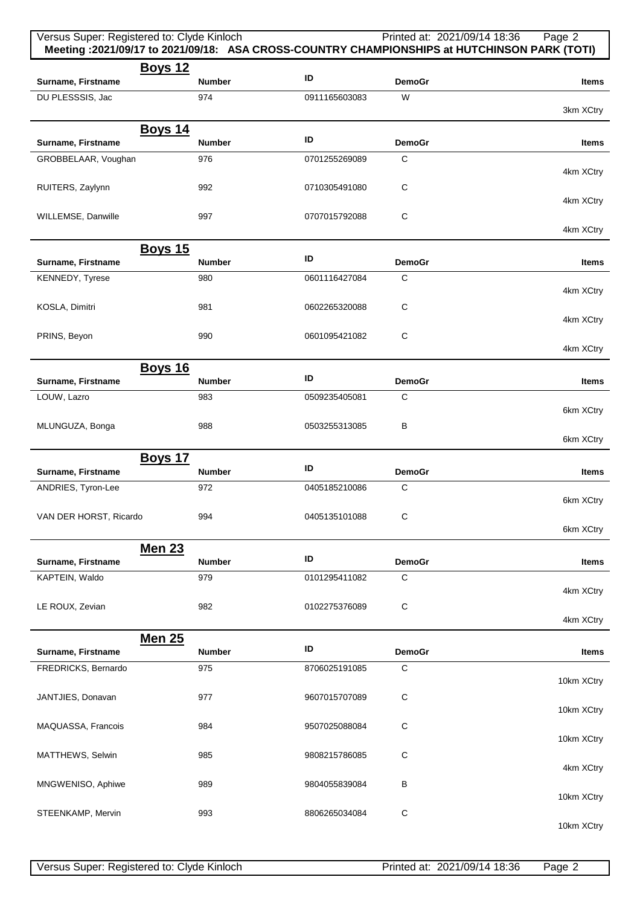**Meeting :2021/09/17 to 2021/09/18: ASA CROSS-COUNTRY CHAMPIONSHIPS at HUTCHINSON PARK (TOTI)**

## Boys 12

| Surname, Firstname | Number | ID | DemoGr | Items |
|---|---|---|---|---|
| DU PLESSSIS, Jac | 974 | 0911165603083 | W | 3km XCtry |

## Boys 14

| Surname, Firstname | Number | ID | DemoGr | Items |
|---|---|---|---|---|
| GROBBELAAR, Voughan | 976 | 0701255269089 | C | 4km XCtry |
| RUITERS, Zaylynn | 992 | 0710305491080 | C | 4km XCtry |
| WILLEMSE, Danwille | 997 | 0707015792088 | C | 4km XCtry |

## Boys 15

| Surname, Firstname | Number | ID | DemoGr | Items |
|---|---|---|---|---|
| KENNEDY, Tyrese | 980 | 0601116427084 | C | 4km XCtry |
| KOSLA, Dimitri | 981 | 0602265320088 | C | 4km XCtry |
| PRINS, Beyon | 990 | 0601095421082 | C | 4km XCtry |

## Boys 16

| Surname, Firstname | Number | ID | DemoGr | Items |
|---|---|---|---|---|
| LOUW, Lazro | 983 | 0509235405081 | C | 6km XCtry |
| MLUNGUZA, Bonga | 988 | 0503255313085 | B | 6km XCtry |

## Boys 17

| Surname, Firstname | Number | ID | DemoGr | Items |
|---|---|---|---|---|
| ANDRIES, Tyron-Lee | 972 | 0405185210086 | C | 6km XCtry |
| VAN DER HORST, Ricardo | 994 | 0405135101088 | C | 6km XCtry |

## Men 23

| Surname, Firstname | Number | ID | DemoGr | Items |
|---|---|---|---|---|
| KAPTEIN, Waldo | 979 | 0101295411082 | C | 4km XCtry |
| LE ROUX, Zevian | 982 | 0102275376089 | C | 4km XCtry |

## Men 25

| Surname, Firstname | Number | ID | DemoGr | Items |
|---|---|---|---|---|
| FREDRICKS, Bernardo | 975 | 8706025191085 | C | 10km XCtry |
| JANTJIES, Donavan | 977 | 9607015707089 | C | 10km XCtry |
| MAQUASSA, Francois | 984 | 9507025088084 | C | 10km XCtry |
| MATTHEWS, Selwin | 985 | 9808215786085 | C | 4km XCtry |
| MNGWENISO, Aphiwe | 989 | 9804055839084 | B | 10km XCtry |
| STEENKAMP, Mervin | 993 | 8806265034084 | C | 10km XCtry |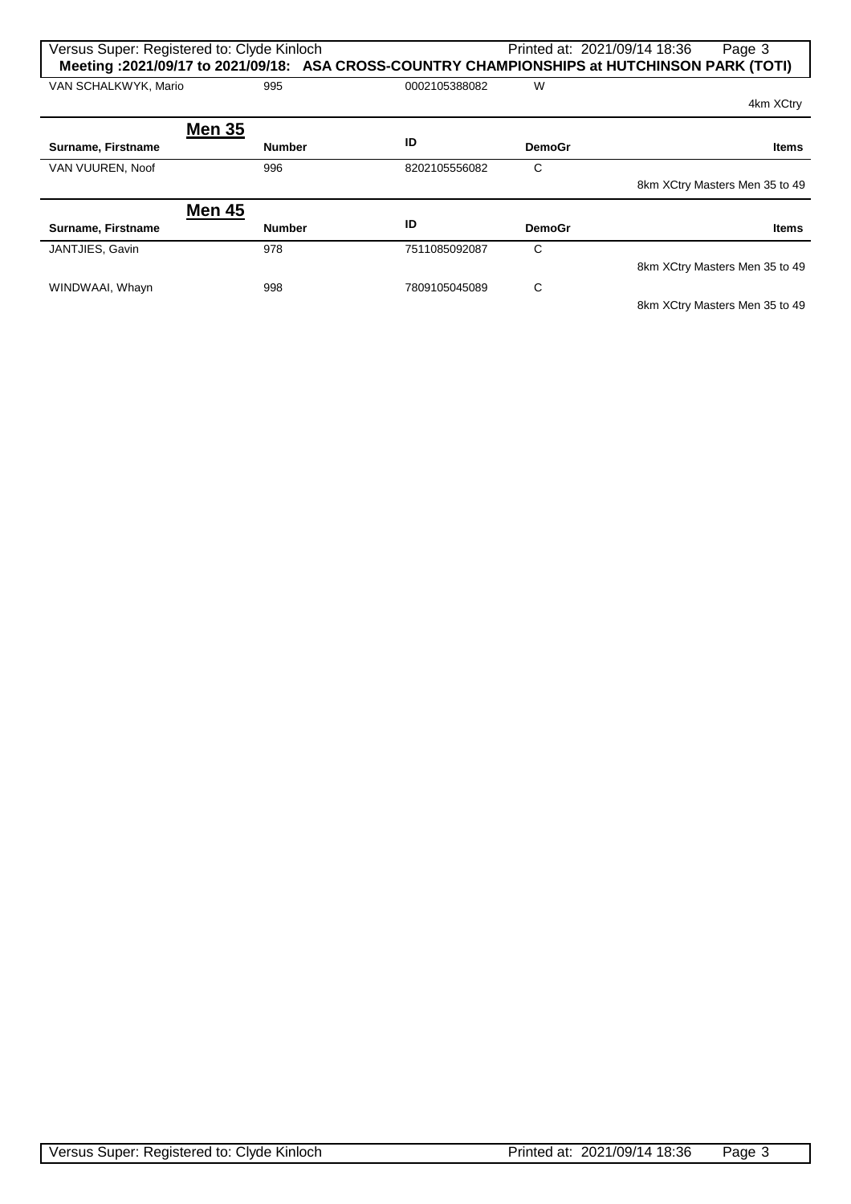**Meeting :2021/09/17 to 2021/09/18: ASA CROSS-COUNTRY CHAMPIONSHIPS at HUTCHINSON PARK (TOTI)**

| Surname, Firstname | Number | ID | DemoGr | Items |
|---|---|---|---|---|
| VAN SCHALKWYK, Mario | 995 | 0002105388082 | W | 4km XCtry |

## Men 35

| Surname, Firstname | Number | ID | DemoGr | Items |
|---|---|---|---|---|
| VAN VUUREN, Noof | 996 | 8202105556082 | C | 8km XCtry Masters Men 35 to 49 |

## Men 45

| Surname, Firstname | Number | ID | DemoGr | Items |
|---|---|---|---|---|
| JANTJIES, Gavin | 978 | 7511085092087 | C | 8km XCtry Masters Men 35 to 49 |
| WINDWAAI, Whayn | 998 | 7809105045089 | C | 8km XCtry Masters Men 35 to 49 |